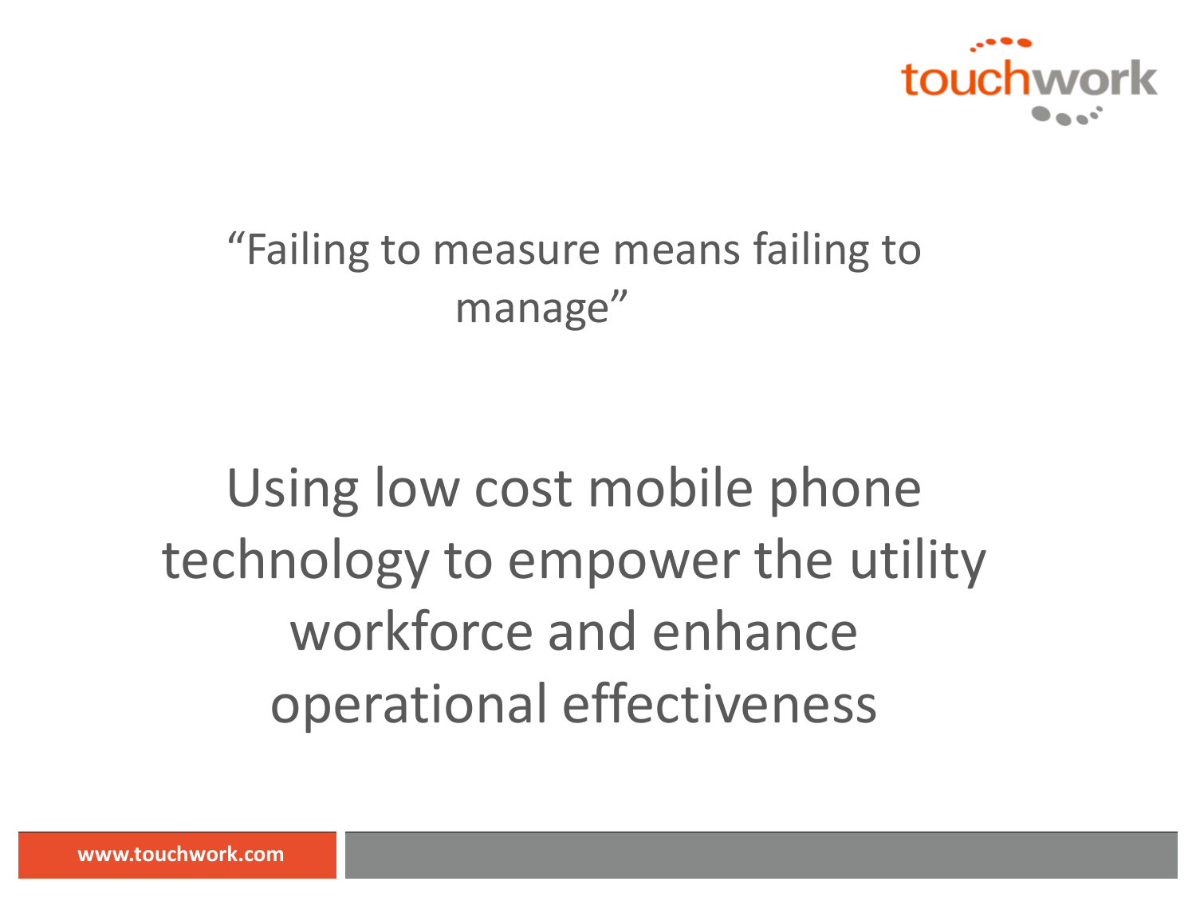touchwork

"Failing to measure means failing to manage"

# Using low cost mobile phone technology to empower the utility workforce and enhance operational effectiveness

www.touchwork.com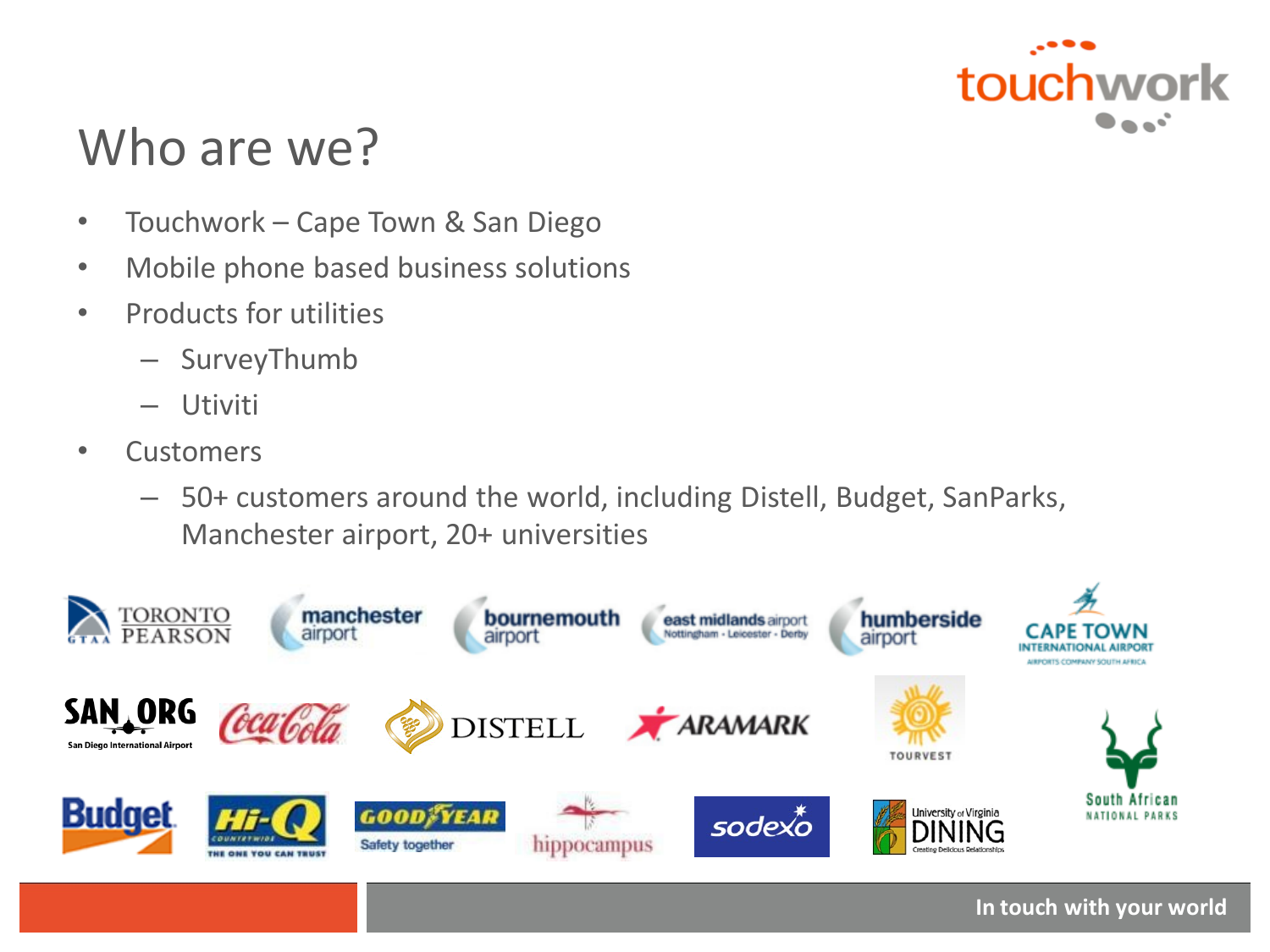# Who are we?

- Touchwork – Cape Town & San Diego
- Mobile phone based business solutions
- Products for utilities
  - SurveyThumb
  - Utiviti
- Customers
  - 50+ customers around the world, including Distell, Budget, SanParks, Manchester airport, 20+ universities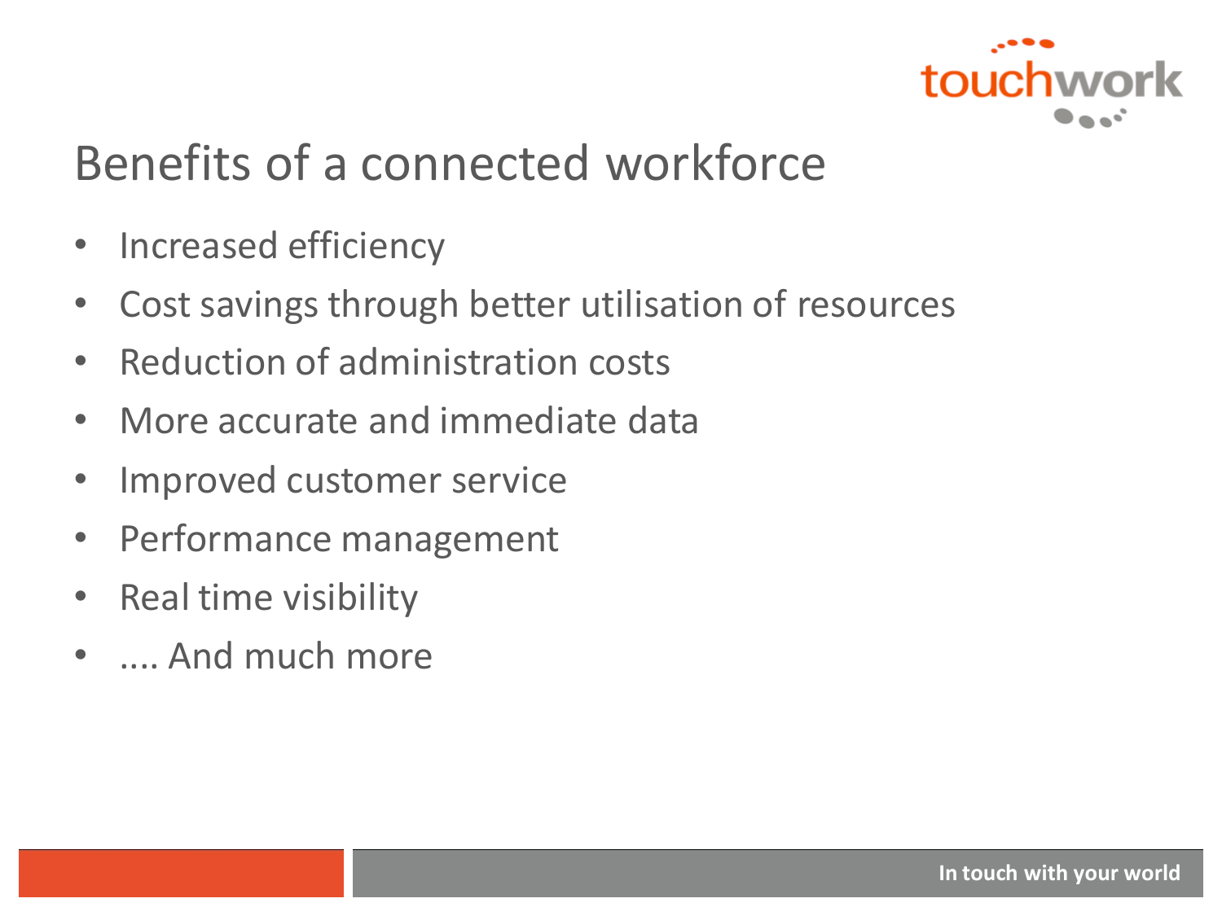# Benefits of a connected workforce

- Increased efficiency
- Cost savings through better utilisation of resources
- Reduction of administration costs
- More accurate and immediate data
- Improved customer service
- Performance management
- Real time visibility
- .... And much more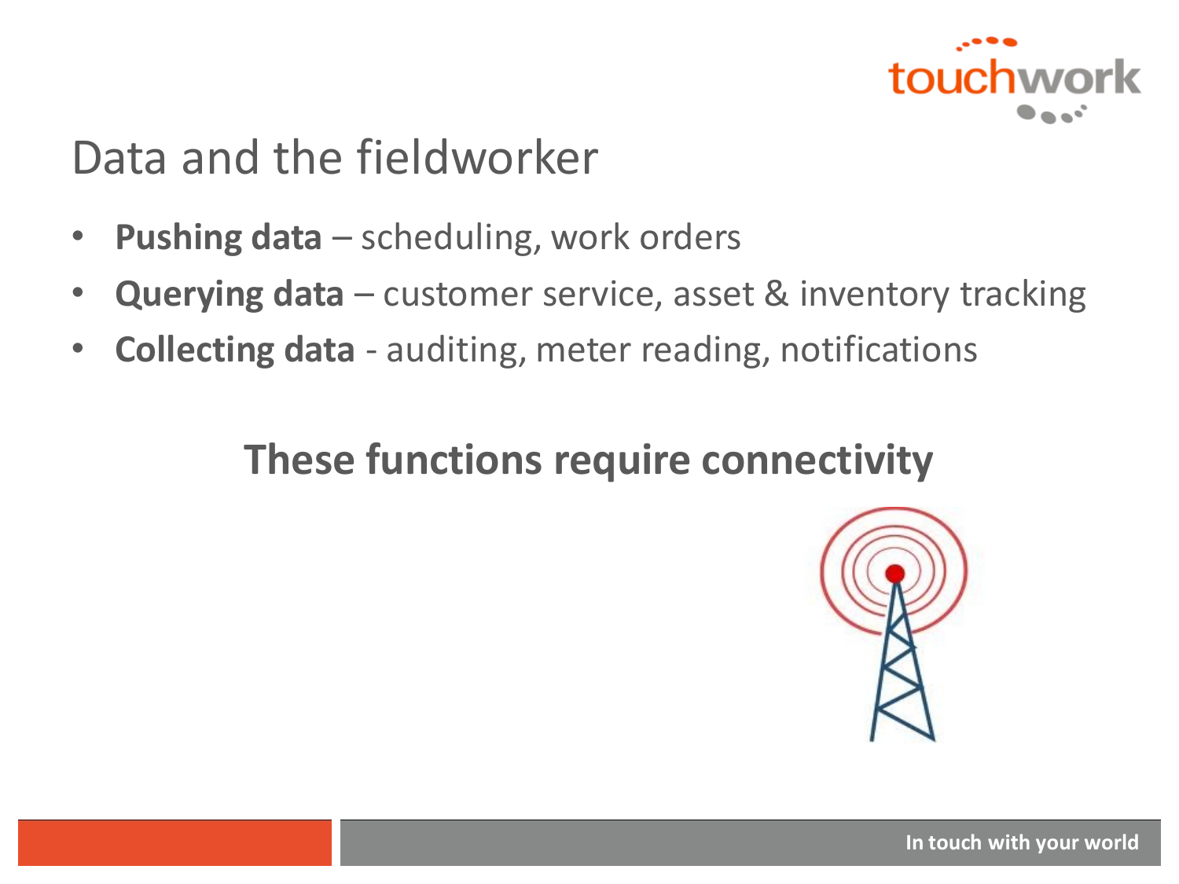# Data and the fieldworker

- **Pushing data** – scheduling, work orders
- **Querying data** – customer service, asset & inventory tracking
- **Collecting data** - auditing, meter reading, notifications

**These functions require connectivity**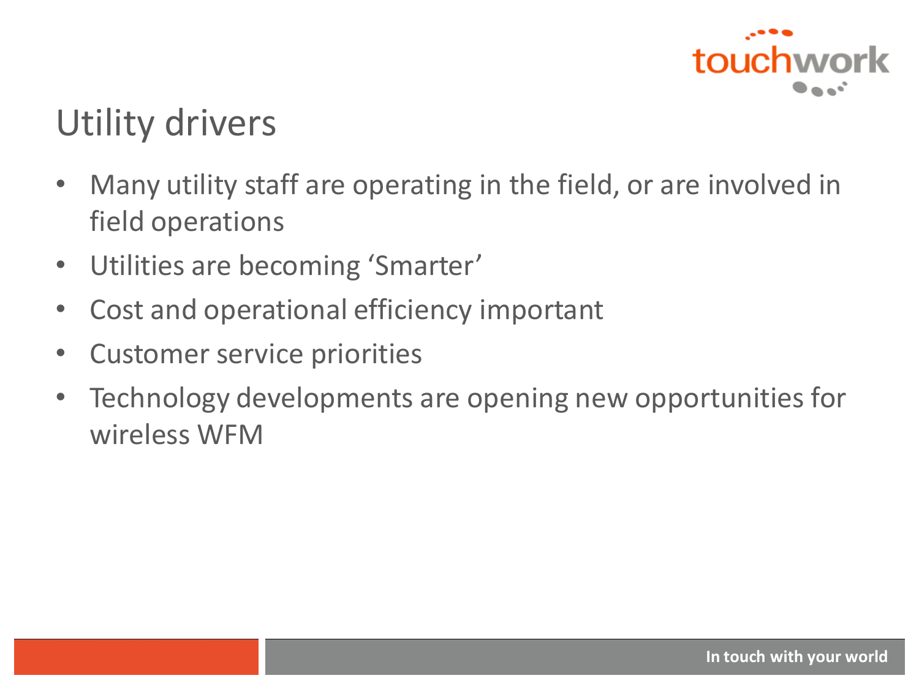## Utility drivers

- Many utility staff are operating in the field, or are involved in field operations
- Utilities are becoming ‘Smarter’
- Cost and operational efficiency important
- Customer service priorities
- Technology developments are opening new opportunities for wireless WFM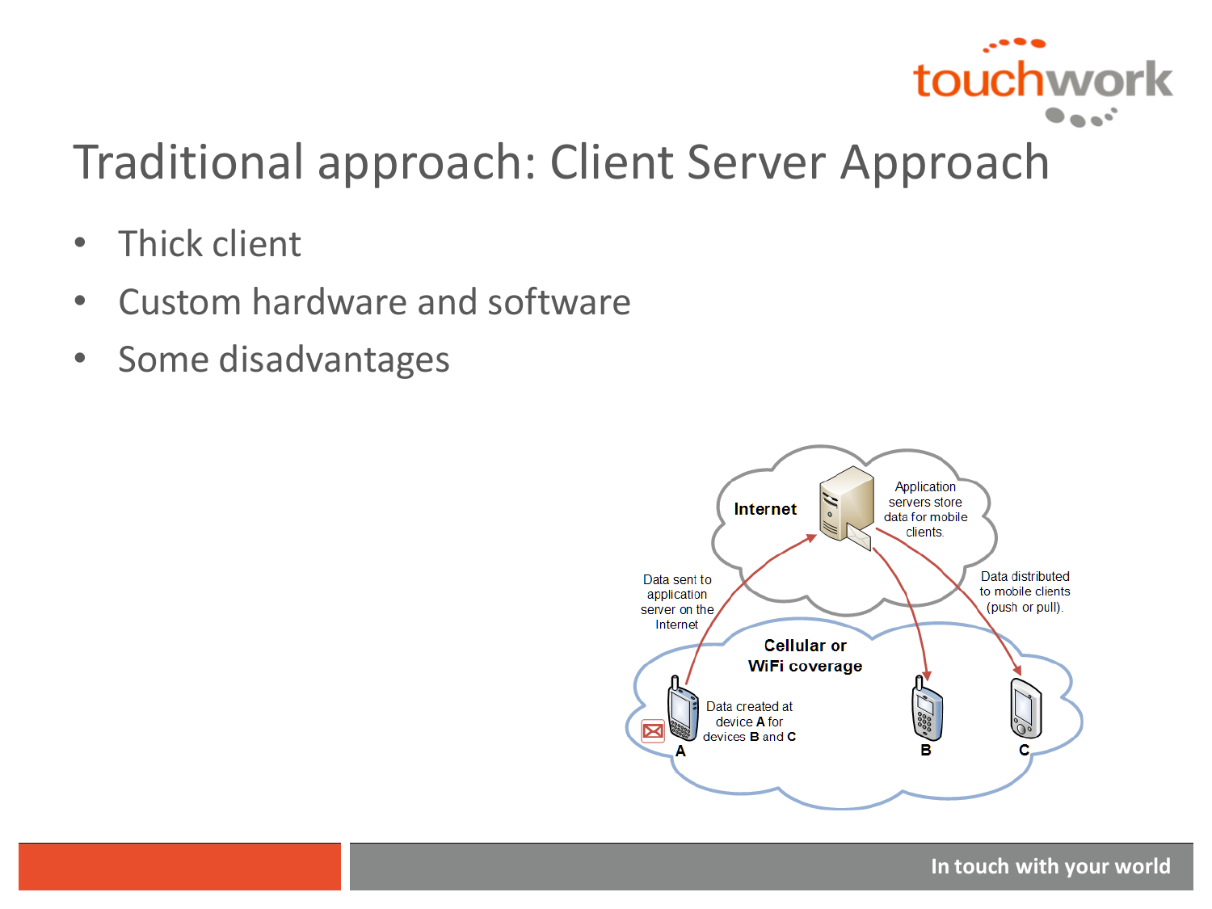# Traditional approach: Client Server Approach

- Thick client
- Custom hardware and software
- Some disadvantages

Internet

Application servers store data for mobile clients.

Data sent to application server on the Internet

Data distributed to mobile clients (push or pull).

Cellular or WiFi coverage

Data created at device **A** for devices **B** and **C**

A B C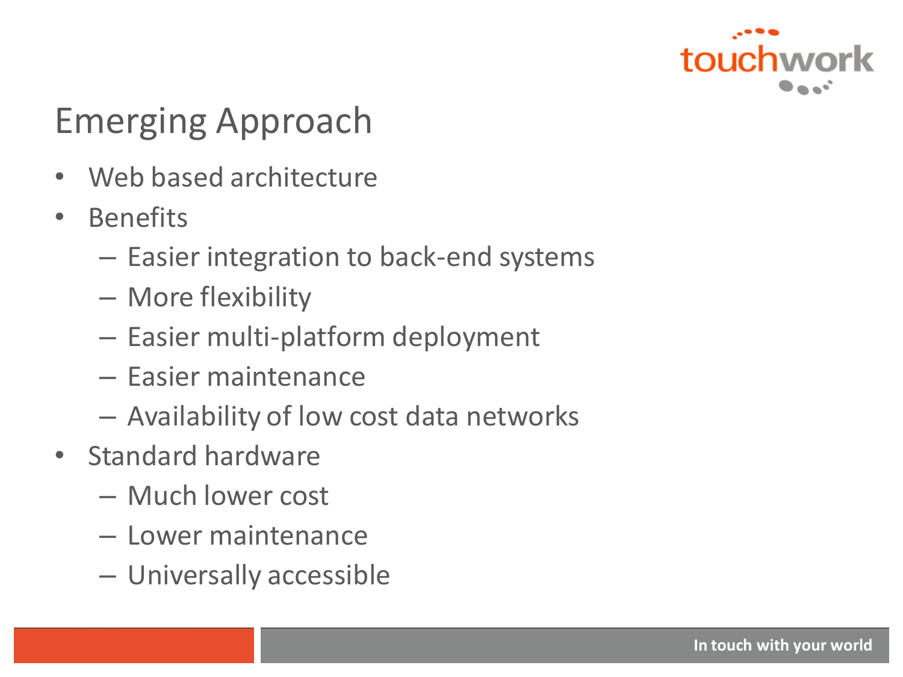# Emerging Approach

- Web based architecture
- Benefits
  - Easier integration to back-end systems
  - More flexibility
  - Easier multi-platform deployment
  - Easier maintenance
  - Availability of low cost data networks
- Standard hardware
  - Much lower cost
  - Lower maintenance
  - Universally accessible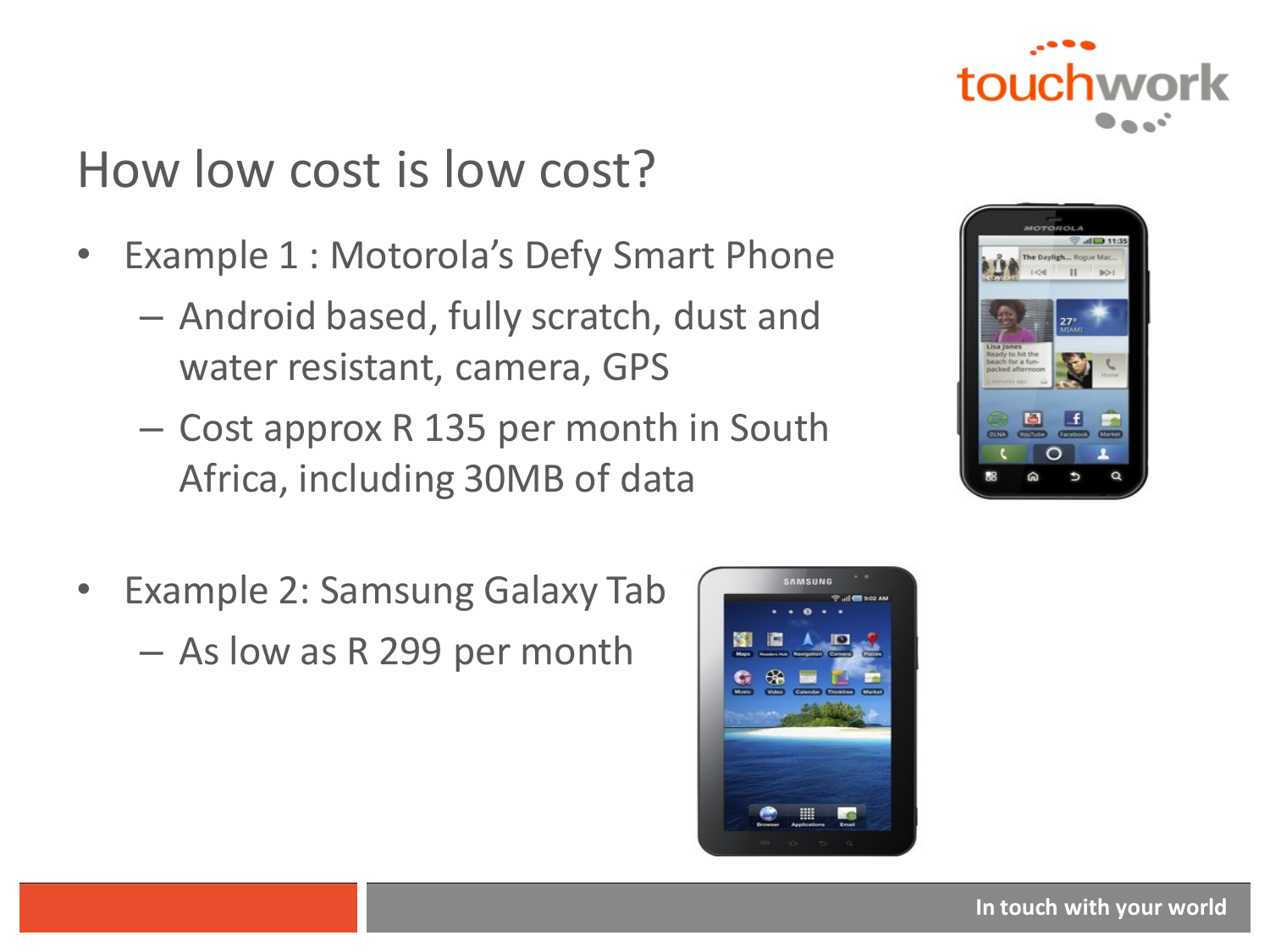# How low cost is low cost?

- Example 1 : Motorola's Defy Smart Phone
  - Android based, fully scratch, dust and water resistant, camera, GPS
  - Cost approx R 135 per month in South Africa, including 30MB of data

- Example 2: Samsung Galaxy Tab
  - As low as R 299 per month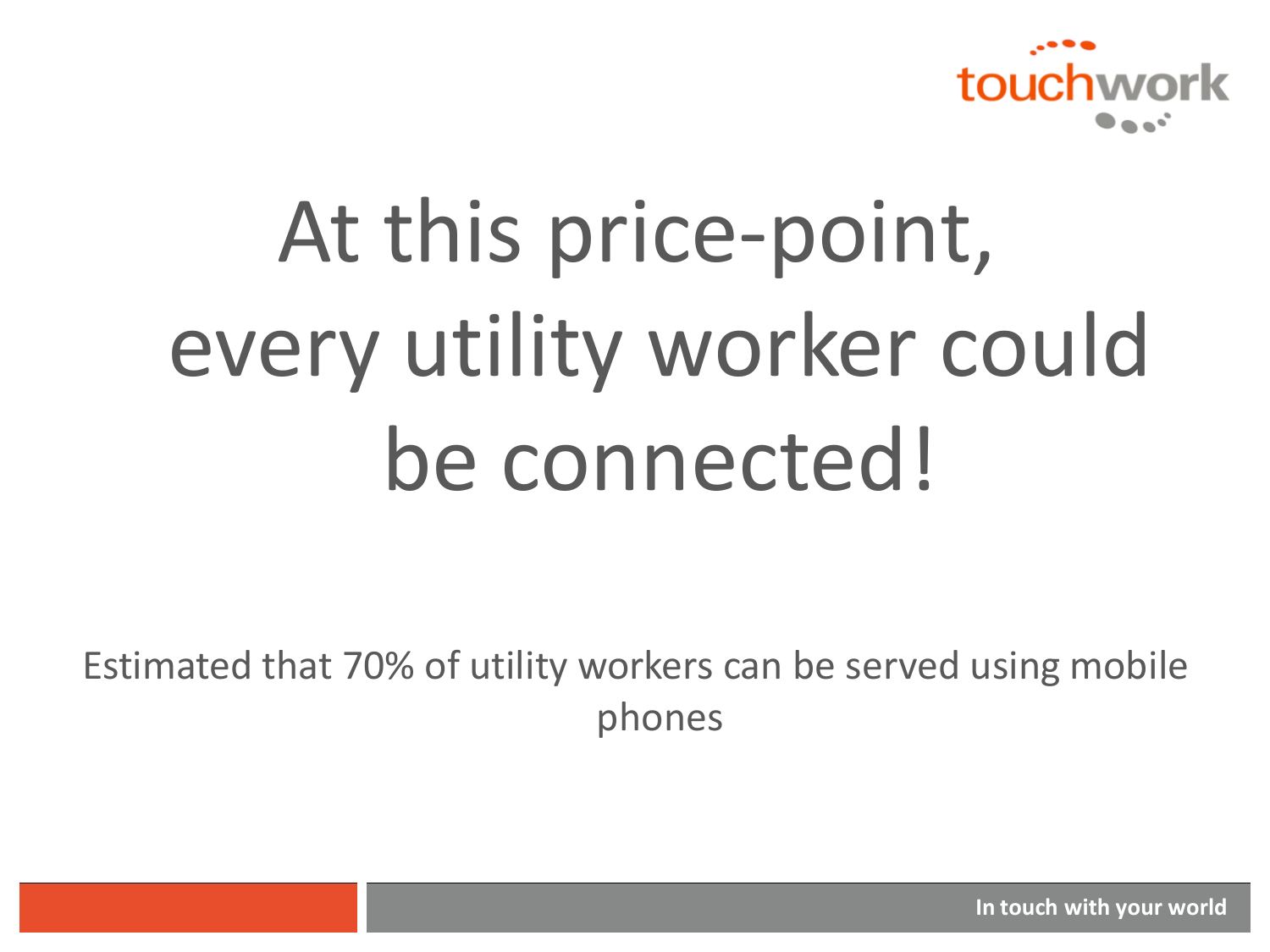# At this price-point, every utility worker could be connected!

Estimated that 70% of utility workers can be served using mobile phones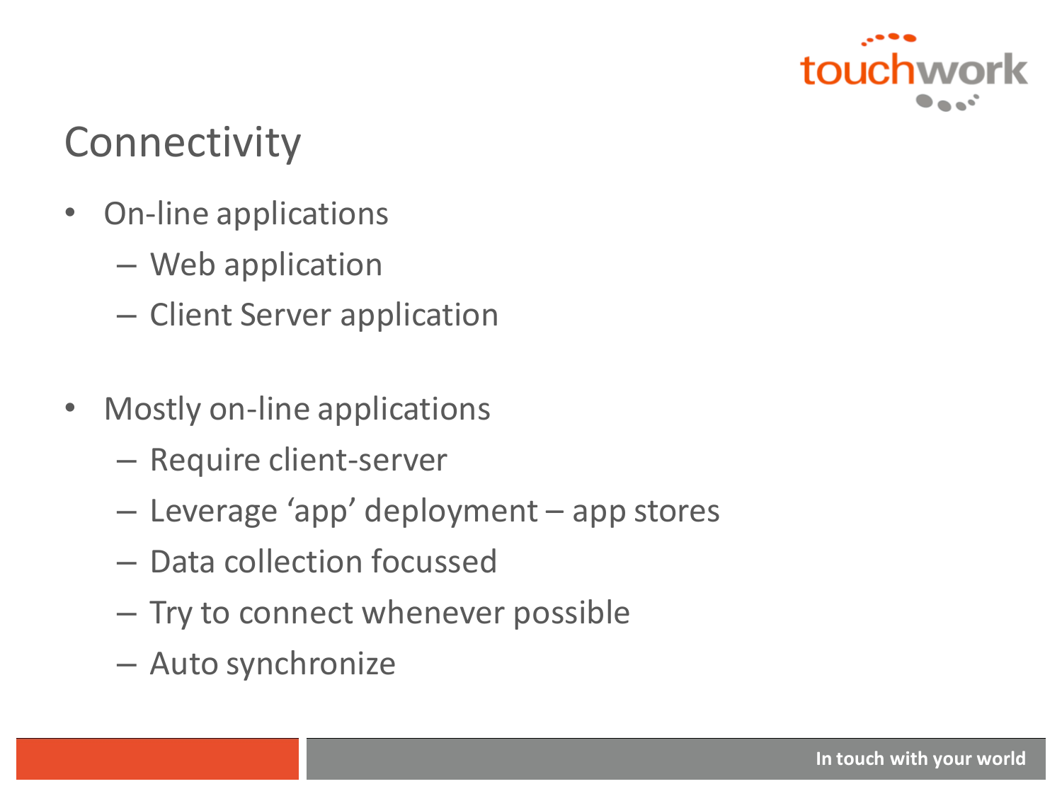# Connectivity

- On-line applications
  - Web application
  - Client Server application

- Mostly on-line applications
  - Require client-server
  - Leverage 'app' deployment – app stores
  - Data collection focussed
  - Try to connect whenever possible
  - Auto synchronize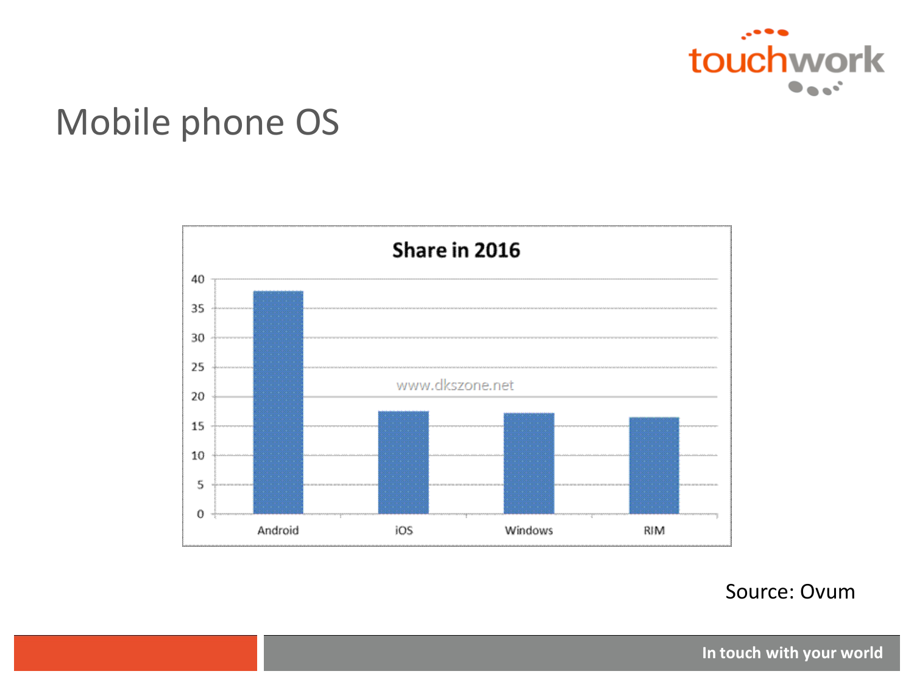# Mobile phone OS

**Share in 2016**

| OS | Share |
| --- | --- |
| Android | 38 |
| iOS | 17.5 |
| Windows | 17.2 |
| RIM | 16.5 |

www.dkszone.net

Source: Ovum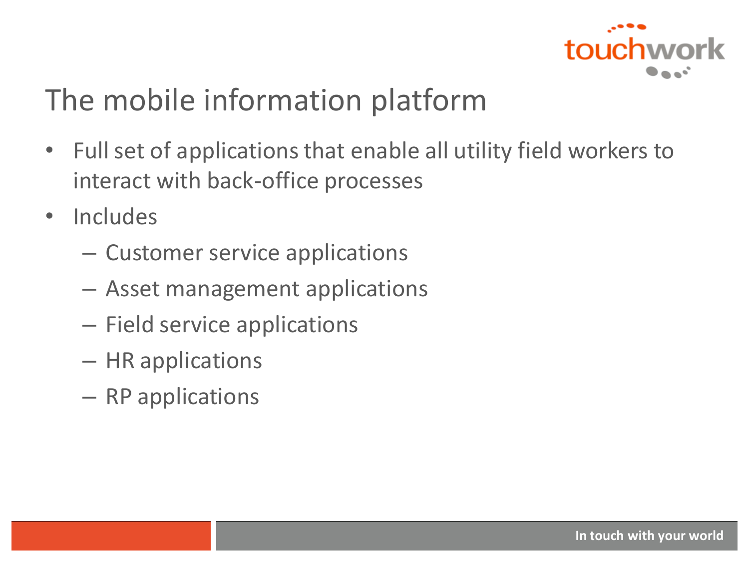# The mobile information platform

- Full set of applications that enable all utility field workers to interact with back-office processes
- Includes
  - Customer service applications
  - Asset management applications
  - Field service applications
  - HR applications
  - RP applications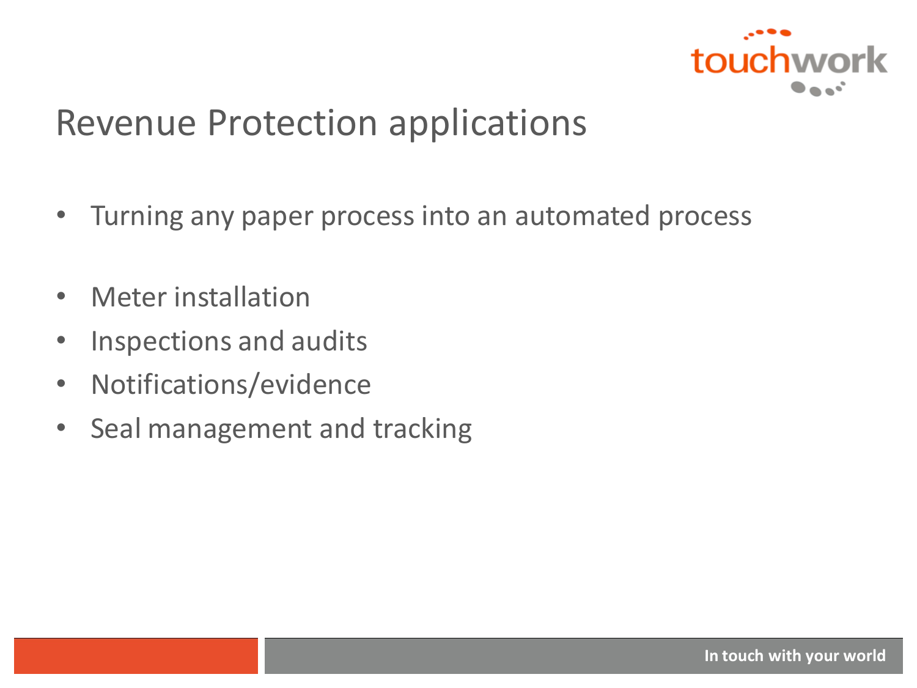# Revenue Protection applications

- Turning any paper process into an automated process

- Meter installation
- Inspections and audits
- Notifications/evidence
- Seal management and tracking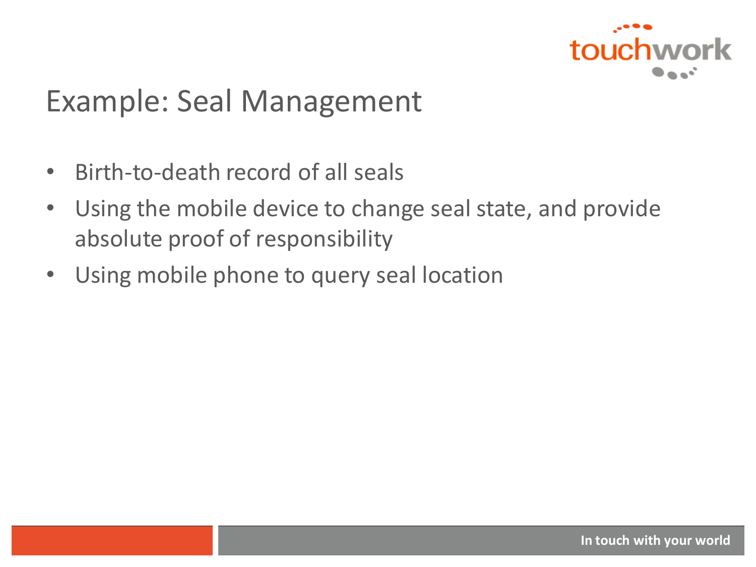# Example: Seal Management

- Birth-to-death record of all seals
- Using the mobile device to change seal state, and provide absolute proof of responsibility
- Using mobile phone to query seal location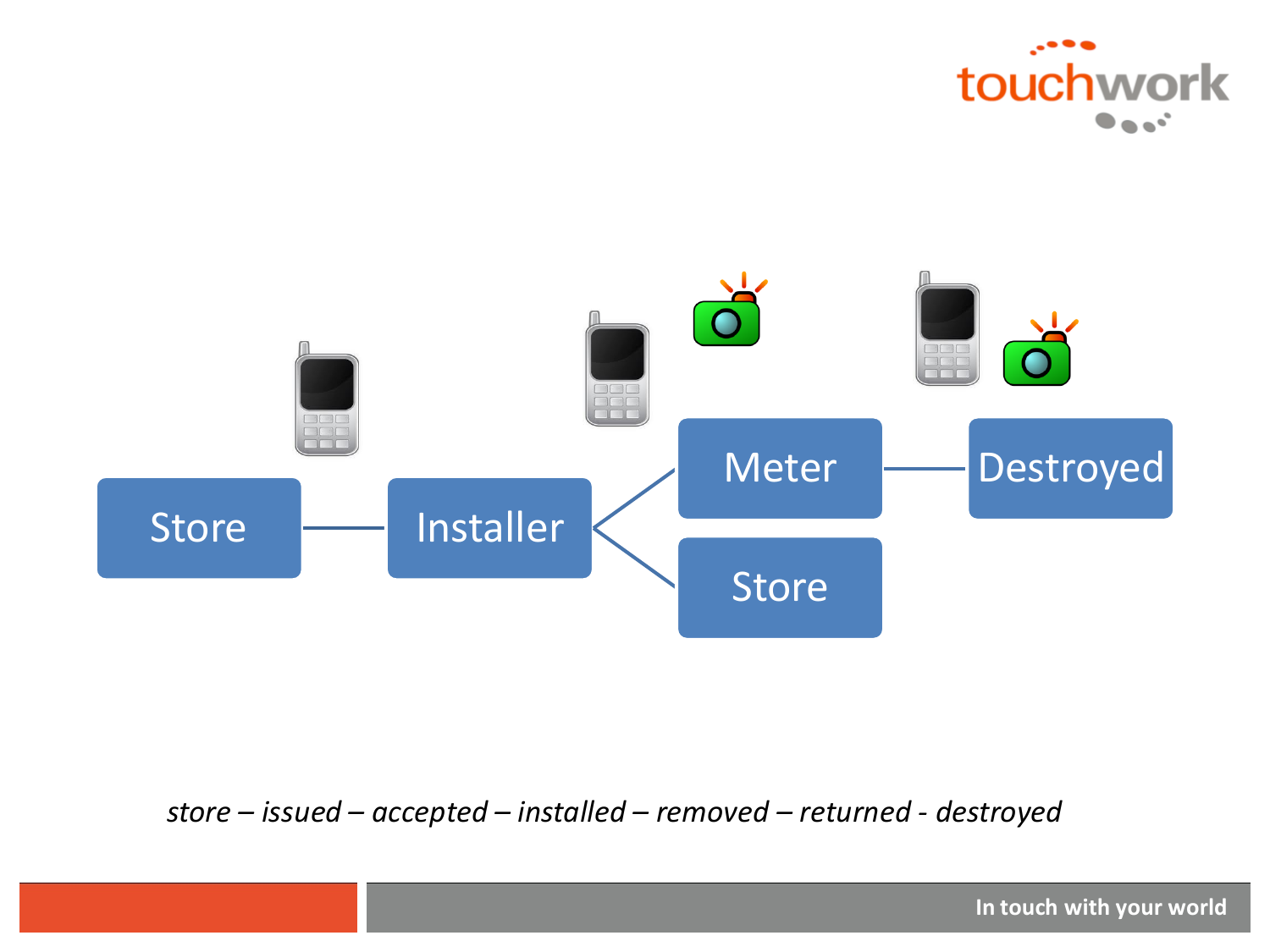Store — Installer — Meter — Destroyed

Installer — Store

*store – issued – accepted – installed – removed – returned - destroyed*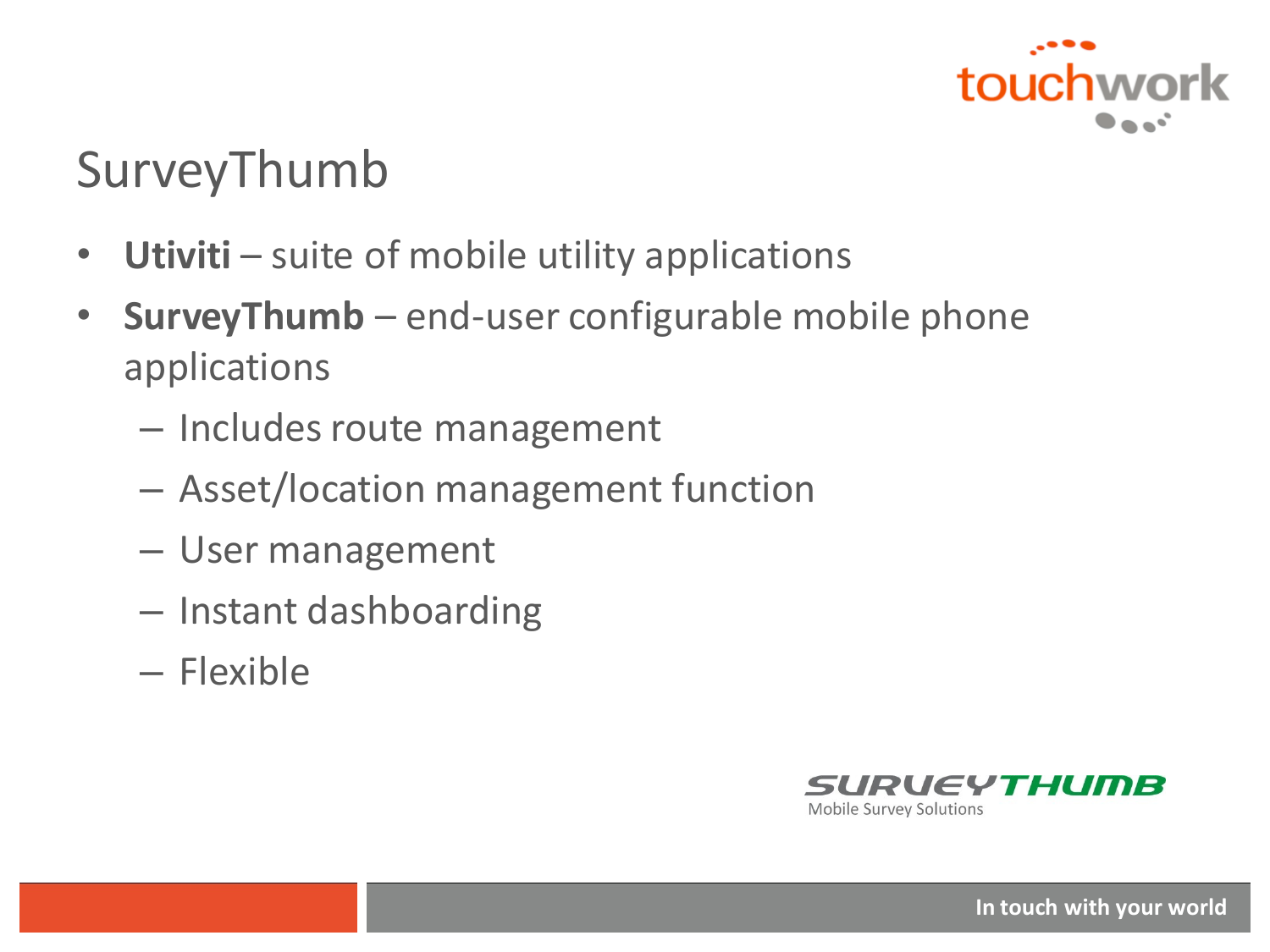# SurveyThumb

- **Utiviti** – suite of mobile utility applications
- **SurveyThumb** – end-user configurable mobile phone applications
  - Includes route management
  - Asset/location management function
  - User management
  - Instant dashboarding
  - Flexible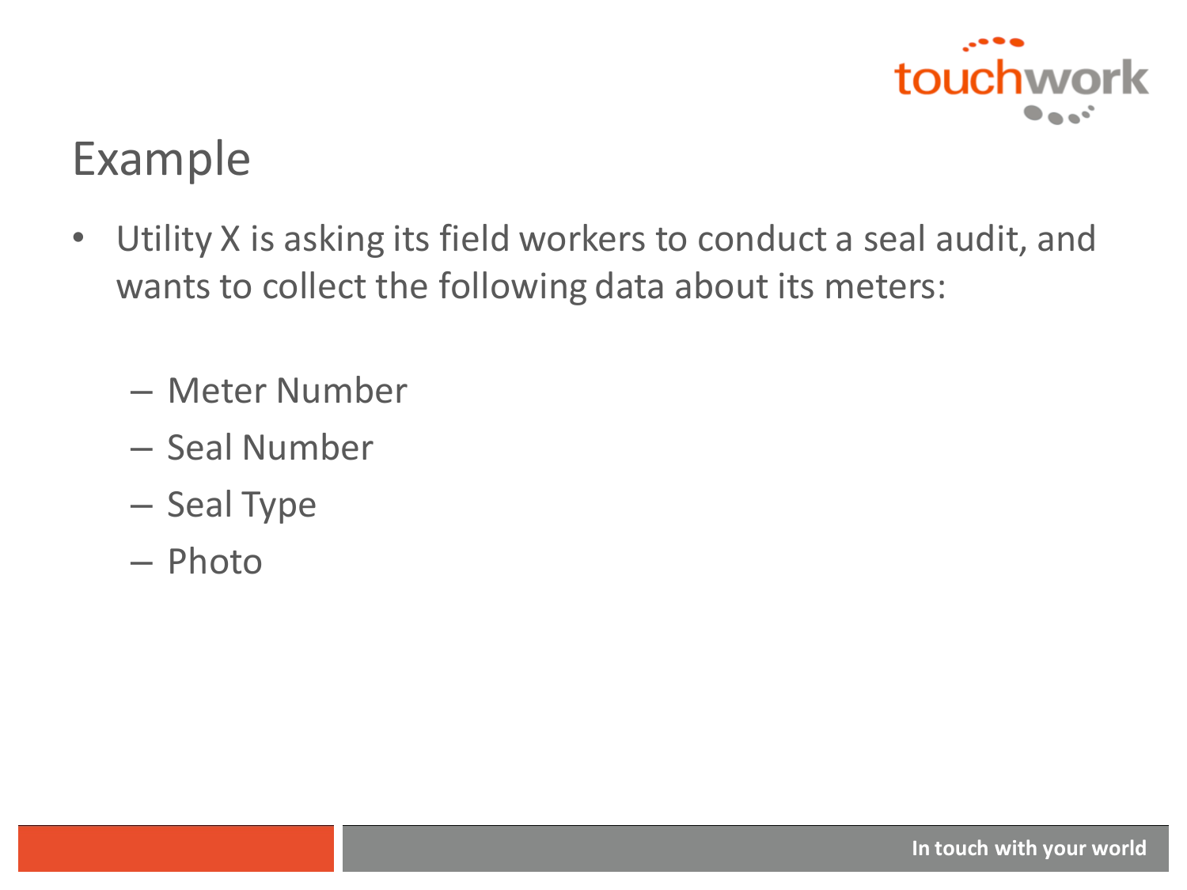# Example

- Utility X is asking its field workers to conduct a seal audit, and wants to collect the following data about its meters:
  - Meter Number
  - Seal Number
  - Seal Type
  - Photo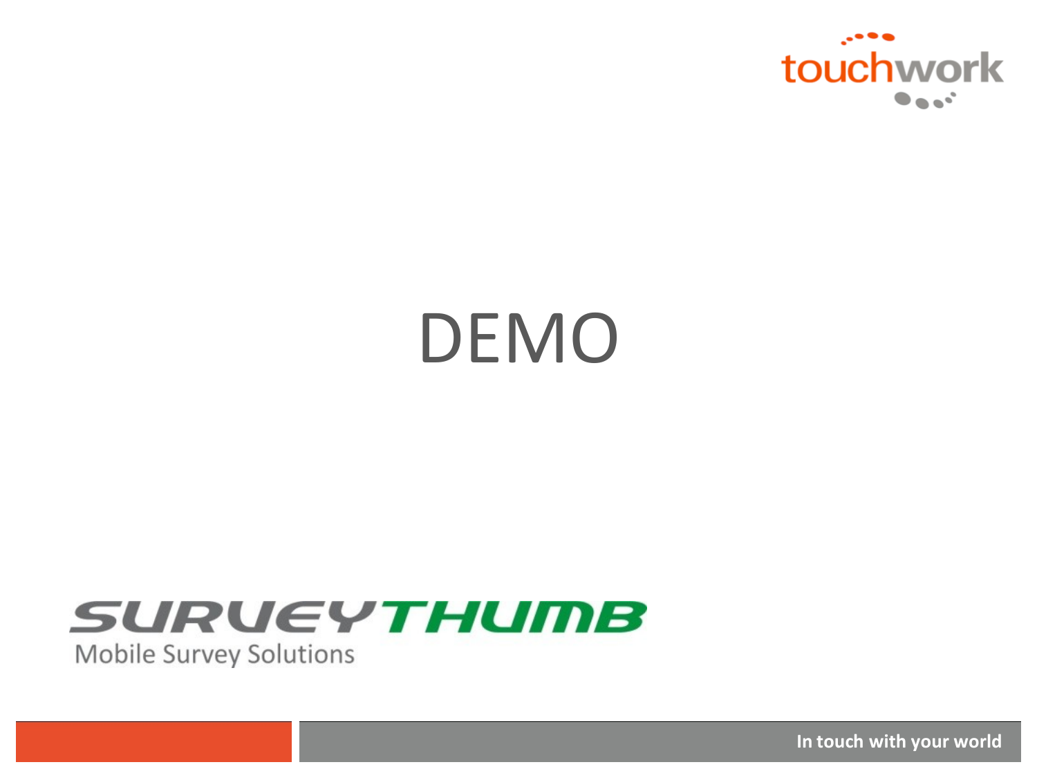# DEMO

SURVEYTHUMB

Mobile Survey Solutions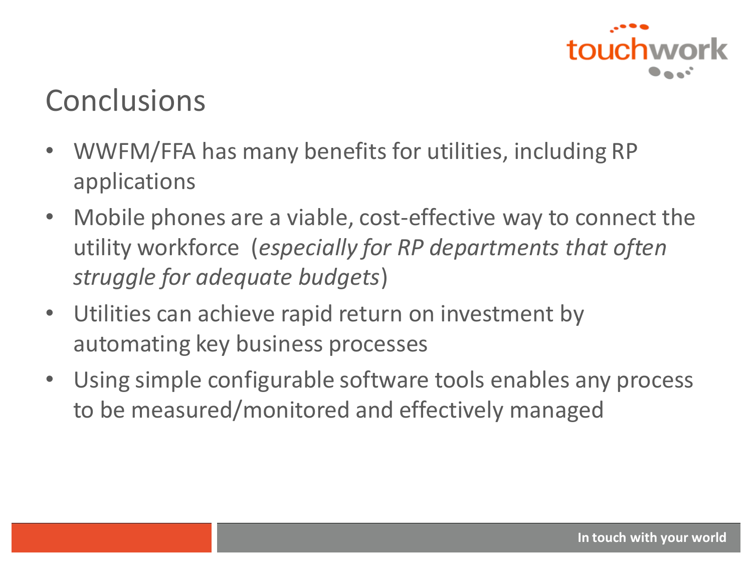# Conclusions

- WWFM/FFA has many benefits for utilities, including RP applications
- Mobile phones are a viable, cost-effective way to connect the utility workforce (*especially for RP departments that often struggle for adequate budgets*)
- Utilities can achieve rapid return on investment by automating key business processes
- Using simple configurable software tools enables any process to be measured/monitored and effectively managed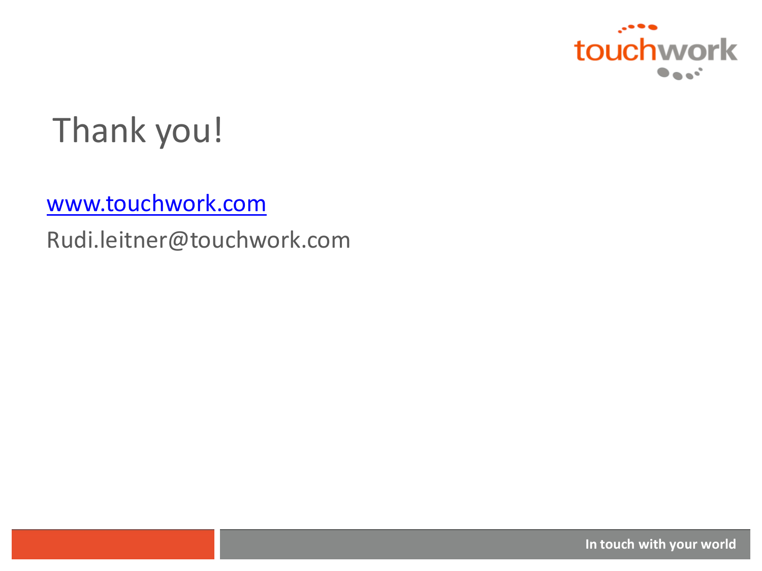# Thank you!

www.touchwork.com

Rudi.leitner@touchwork.com